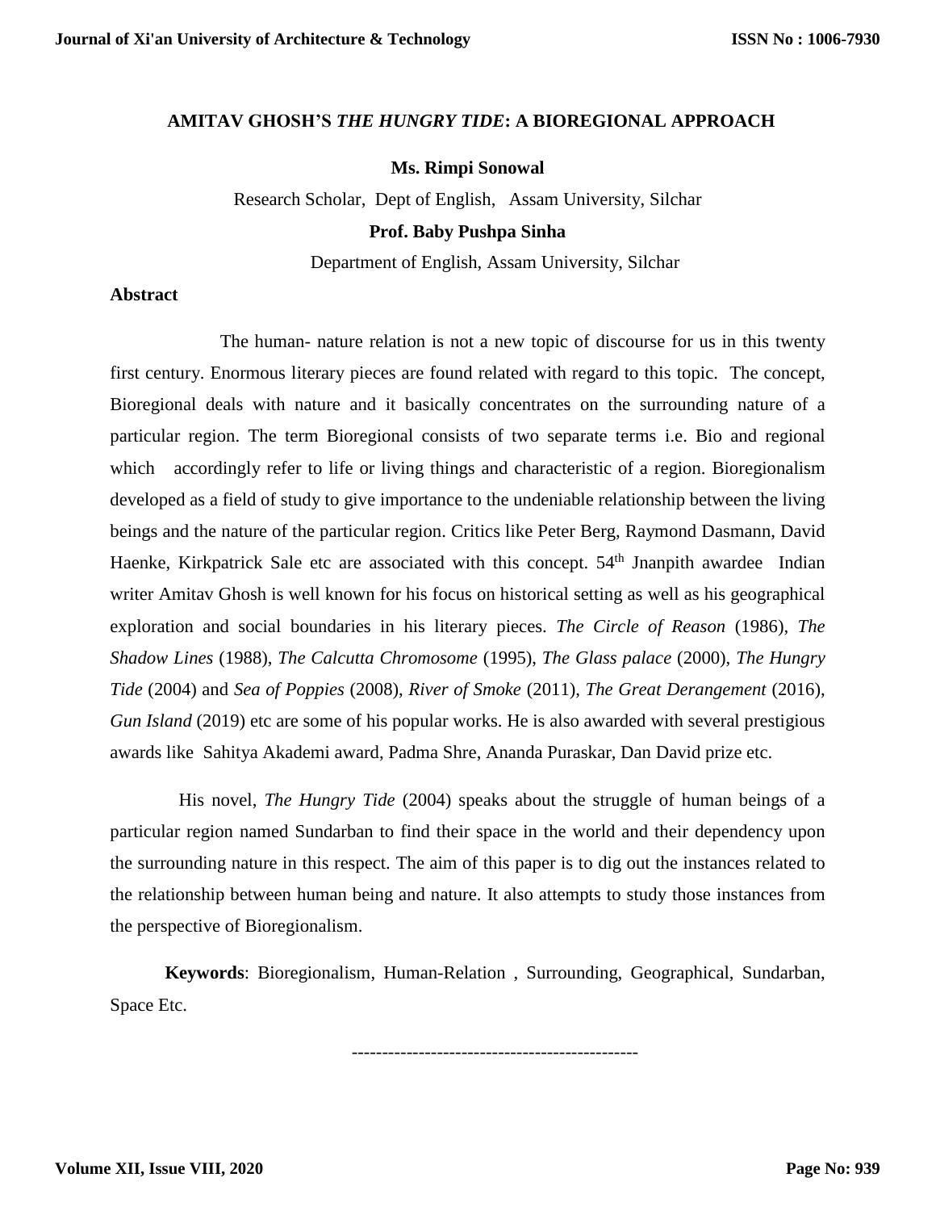# AMITAV GHOSH'S *THE HUNGRY TIDE*: A BIOREGIONAL APPROACH

**Ms. Rimpi Sonowal**

Research Scholar, Dept of English, Assam University, Silchar

**Prof. Baby Pushpa Sinha**

Department of English, Assam University, Silchar

## Abstract

The human- nature relation is not a new topic of discourse for us in this twenty first century. Enormous literary pieces are found related with regard to this topic. The concept, Bioregional deals with nature and it basically concentrates on the surrounding nature of a particular region. The term Bioregional consists of two separate terms i.e. Bio and regional which accordingly refer to life or living things and characteristic of a region. Bioregionalism developed as a field of study to give importance to the undeniable relationship between the living beings and the nature of the particular region. Critics like Peter Berg, Raymond Dasmann, David Haenke, Kirkpatrick Sale etc are associated with this concept. 54th Jnanpith awardee Indian writer Amitav Ghosh is well known for his focus on historical setting as well as his geographical exploration and social boundaries in his literary pieces. *The Circle of Reason* (1986), *The Shadow Lines* (1988), *The Calcutta Chromosome* (1995), *The Glass palace* (2000), *The Hungry Tide* (2004) and *Sea of Poppies* (2008), *River of Smoke* (2011), *The Great Derangement* (2016), *Gun Island* (2019) etc are some of his popular works. He is also awarded with several prestigious awards like Sahitya Akademi award, Padma Shre, Ananda Puraskar, Dan David prize etc.

His novel, *The Hungry Tide* (2004) speaks about the struggle of human beings of a particular region named Sundarban to find their space in the world and their dependency upon the surrounding nature in this respect. The aim of this paper is to dig out the instances related to the relationship between human being and nature. It also attempts to study those instances from the perspective of Bioregionalism.

**Keywords**: Bioregionalism, Human-Relation , Surrounding, Geographical, Sundarban, Space Etc.

---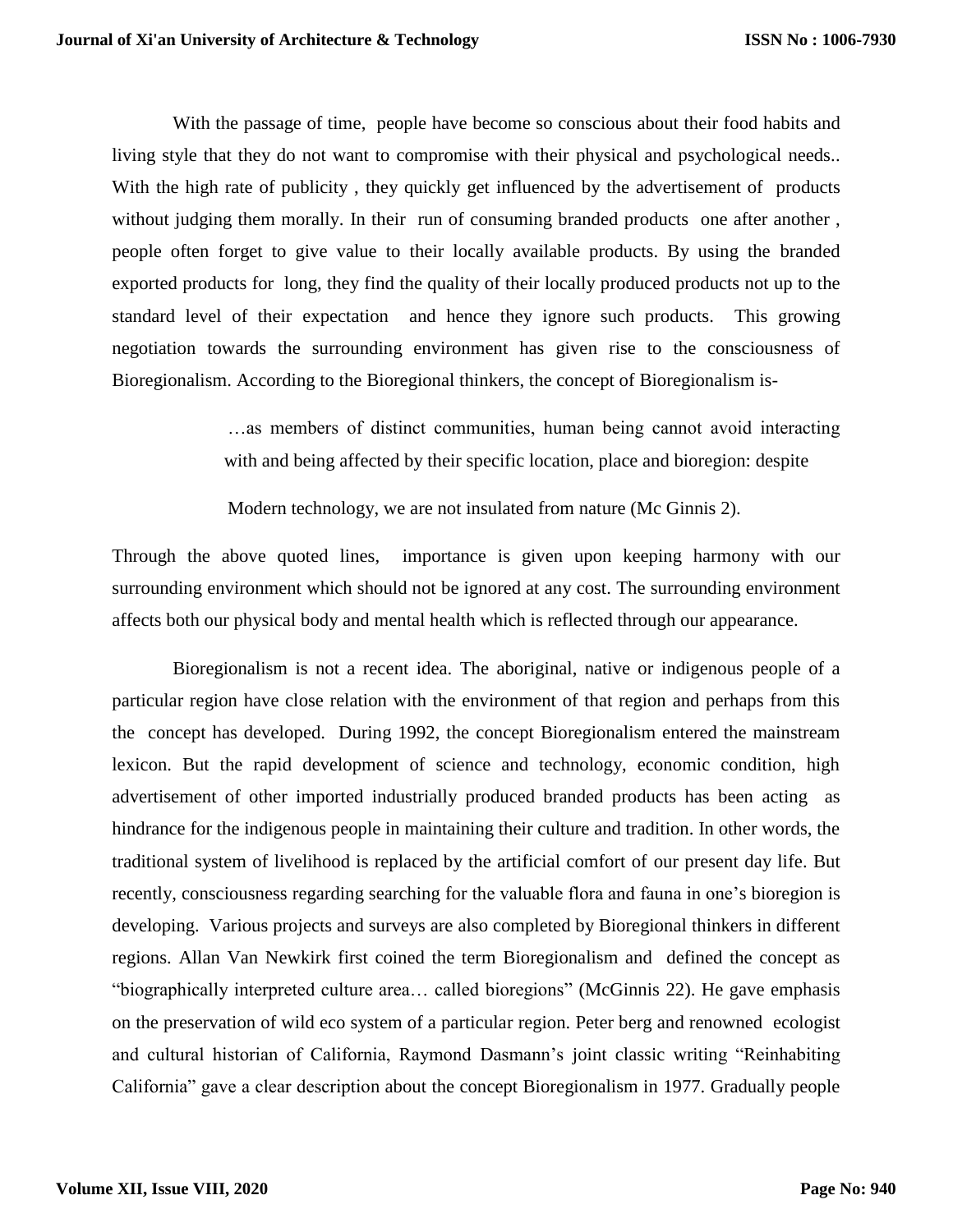With the passage of time, people have become so conscious about their food habits and living style that they do not want to compromise with their physical and psychological needs.. With the high rate of publicity , they quickly get influenced by the advertisement of products without judging them morally. In their run of consuming branded products one after another , people often forget to give value to their locally available products. By using the branded exported products for long, they find the quality of their locally produced products not up to the standard level of their expectation and hence they ignore such products. This growing negotiation towards the surrounding environment has given rise to the consciousness of Bioregionalism. According to the Bioregional thinkers, the concept of Bioregionalism is-

> …as members of distinct communities, human being cannot avoid interacting with and being affected by their specific location, place and bioregion: despite
>
> Modern technology, we are not insulated from nature (Mc Ginnis 2).

Through the above quoted lines, importance is given upon keeping harmony with our surrounding environment which should not be ignored at any cost. The surrounding environment affects both our physical body and mental health which is reflected through our appearance.

Bioregionalism is not a recent idea. The aboriginal, native or indigenous people of a particular region have close relation with the environment of that region and perhaps from this the concept has developed. During 1992, the concept Bioregionalism entered the mainstream lexicon. But the rapid development of science and technology, economic condition, high advertisement of other imported industrially produced branded products has been acting as hindrance for the indigenous people in maintaining their culture and tradition. In other words, the traditional system of livelihood is replaced by the artificial comfort of our present day life. But recently, consciousness regarding searching for the valuable flora and fauna in one's bioregion is developing. Various projects and surveys are also completed by Bioregional thinkers in different regions. Allan Van Newkirk first coined the term Bioregionalism and defined the concept as "biographically interpreted culture area… called bioregions" (McGinnis 22). He gave emphasis on the preservation of wild eco system of a particular region. Peter berg and renowned ecologist and cultural historian of California, Raymond Dasmann's joint classic writing "Reinhabiting California" gave a clear description about the concept Bioregionalism in 1977. Gradually people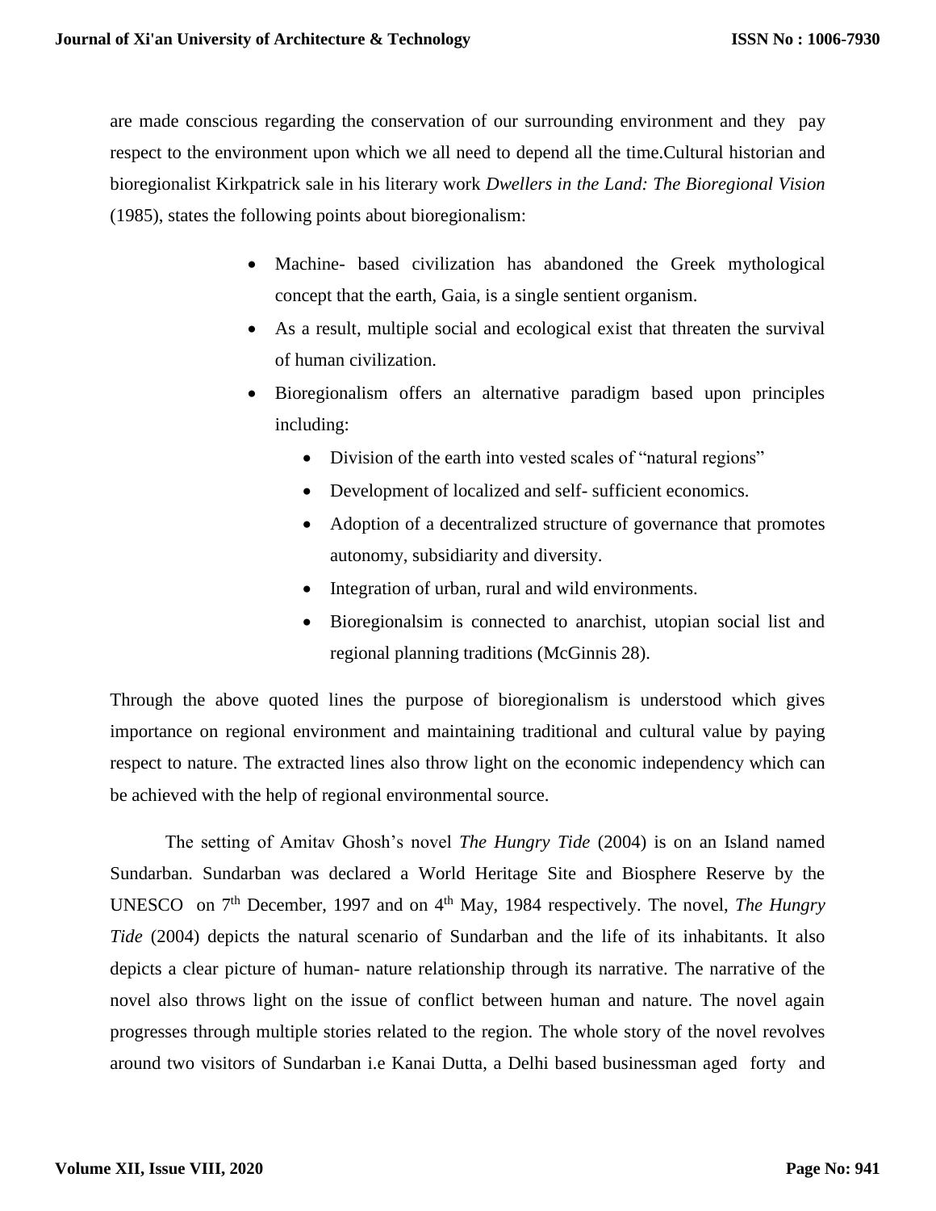are made conscious regarding the conservation of our surrounding environment and they pay respect to the environment upon which we all need to depend all the time.Cultural historian and bioregionalist Kirkpatrick sale in his literary work *Dwellers in the Land: The Bioregional Vision* (1985), states the following points about bioregionalism:

- Machine- based civilization has abandoned the Greek mythological concept that the earth, Gaia, is a single sentient organism.
- As a result, multiple social and ecological exist that threaten the survival of human civilization.
- Bioregionalism offers an alternative paradigm based upon principles including:
  - Division of the earth into vested scales of "natural regions"
  - Development of localized and self- sufficient economics.
  - Adoption of a decentralized structure of governance that promotes autonomy, subsidiarity and diversity.
  - Integration of urban, rural and wild environments.
  - Bioregionalsim is connected to anarchist, utopian social list and regional planning traditions (McGinnis 28).

Through the above quoted lines the purpose of bioregionalism is understood which gives importance on regional environment and maintaining traditional and cultural value by paying respect to nature. The extracted lines also throw light on the economic independency which can be achieved with the help of regional environmental source.

The setting of Amitav Ghosh's novel *The Hungry Tide* (2004) is on an Island named Sundarban. Sundarban was declared a World Heritage Site and Biosphere Reserve by the UNESCO on 7th December, 1997 and on 4th May, 1984 respectively. The novel, *The Hungry Tide* (2004) depicts the natural scenario of Sundarban and the life of its inhabitants. It also depicts a clear picture of human- nature relationship through its narrative. The narrative of the novel also throws light on the issue of conflict between human and nature. The novel again progresses through multiple stories related to the region. The whole story of the novel revolves around two visitors of Sundarban i.e Kanai Dutta, a Delhi based businessman aged forty and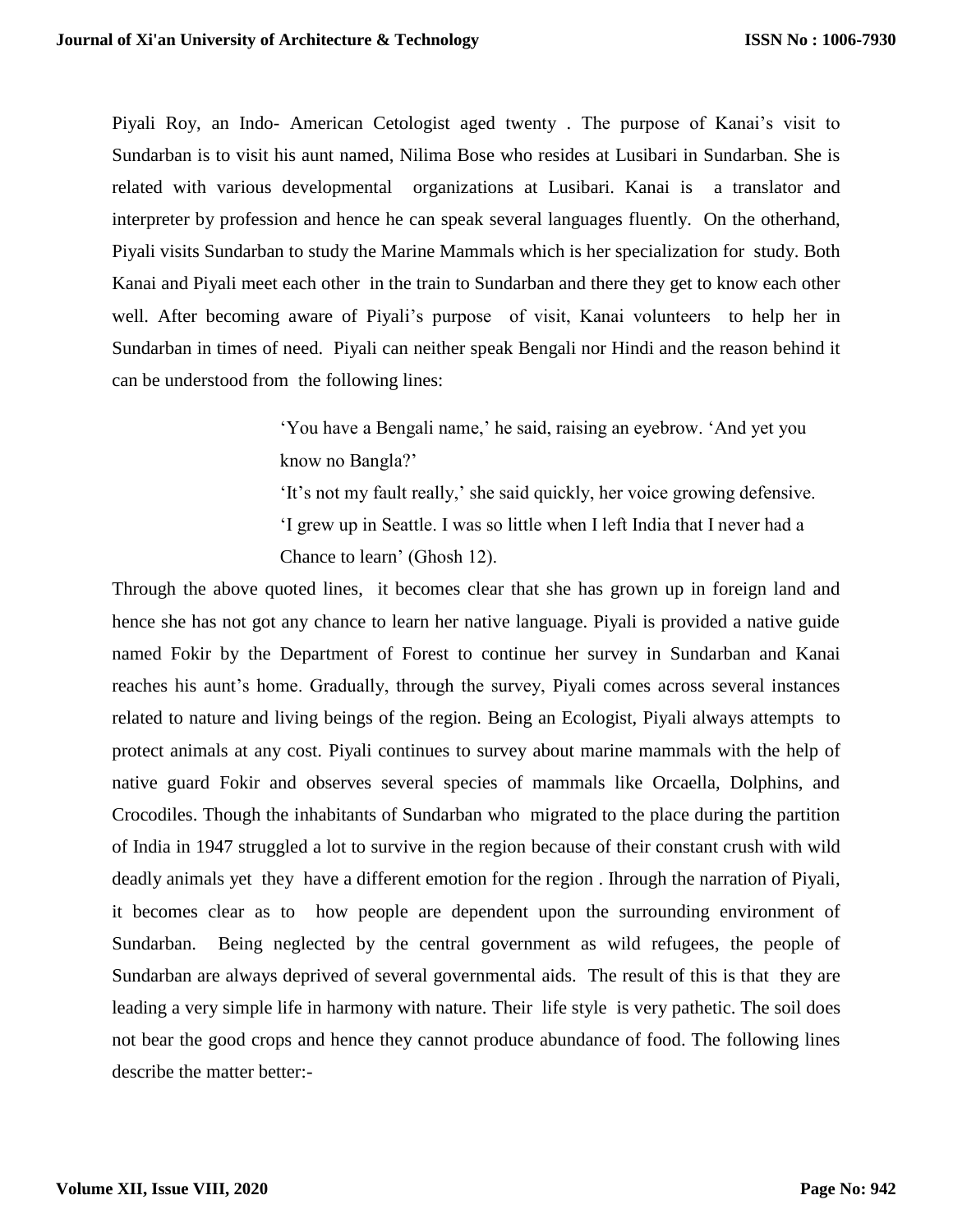Piyali Roy, an Indo- American Cetologist aged twenty . The purpose of Kanai's visit to Sundarban is to visit his aunt named, Nilima Bose who resides at Lusibari in Sundarban. She is related with various developmental organizations at Lusibari. Kanai is a translator and interpreter by profession and hence he can speak several languages fluently. On the otherhand, Piyali visits Sundarban to study the Marine Mammals which is her specialization for study. Both Kanai and Piyali meet each other in the train to Sundarban and there they get to know each other well. After becoming aware of Piyali's purpose of visit, Kanai volunteers to help her in Sundarban in times of need. Piyali can neither speak Bengali nor Hindi and the reason behind it can be understood from the following lines:

> 'You have a Bengali name,' he said, raising an eyebrow. 'And yet you know no Bangla?'
>
> 'It's not my fault really,' she said quickly, her voice growing defensive. 'I grew up in Seattle. I was so little when I left India that I never had a Chance to learn' (Ghosh 12).

Through the above quoted lines, it becomes clear that she has grown up in foreign land and hence she has not got any chance to learn her native language. Piyali is provided a native guide named Fokir by the Department of Forest to continue her survey in Sundarban and Kanai reaches his aunt's home. Gradually, through the survey, Piyali comes across several instances related to nature and living beings of the region. Being an Ecologist, Piyali always attempts to protect animals at any cost. Piyali continues to survey about marine mammals with the help of native guard Fokir and observes several species of mammals like Orcaella, Dolphins, and Crocodiles. Though the inhabitants of Sundarban who migrated to the place during the partition of India in 1947 struggled a lot to survive in the region because of their constant crush with wild deadly animals yet they have a different emotion for the region . Ihrough the narration of Piyali, it becomes clear as to how people are dependent upon the surrounding environment of Sundarban. Being neglected by the central government as wild refugees, the people of Sundarban are always deprived of several governmental aids. The result of this is that they are leading a very simple life in harmony with nature. Their life style is very pathetic. The soil does not bear the good crops and hence they cannot produce abundance of food. The following lines describe the matter better:-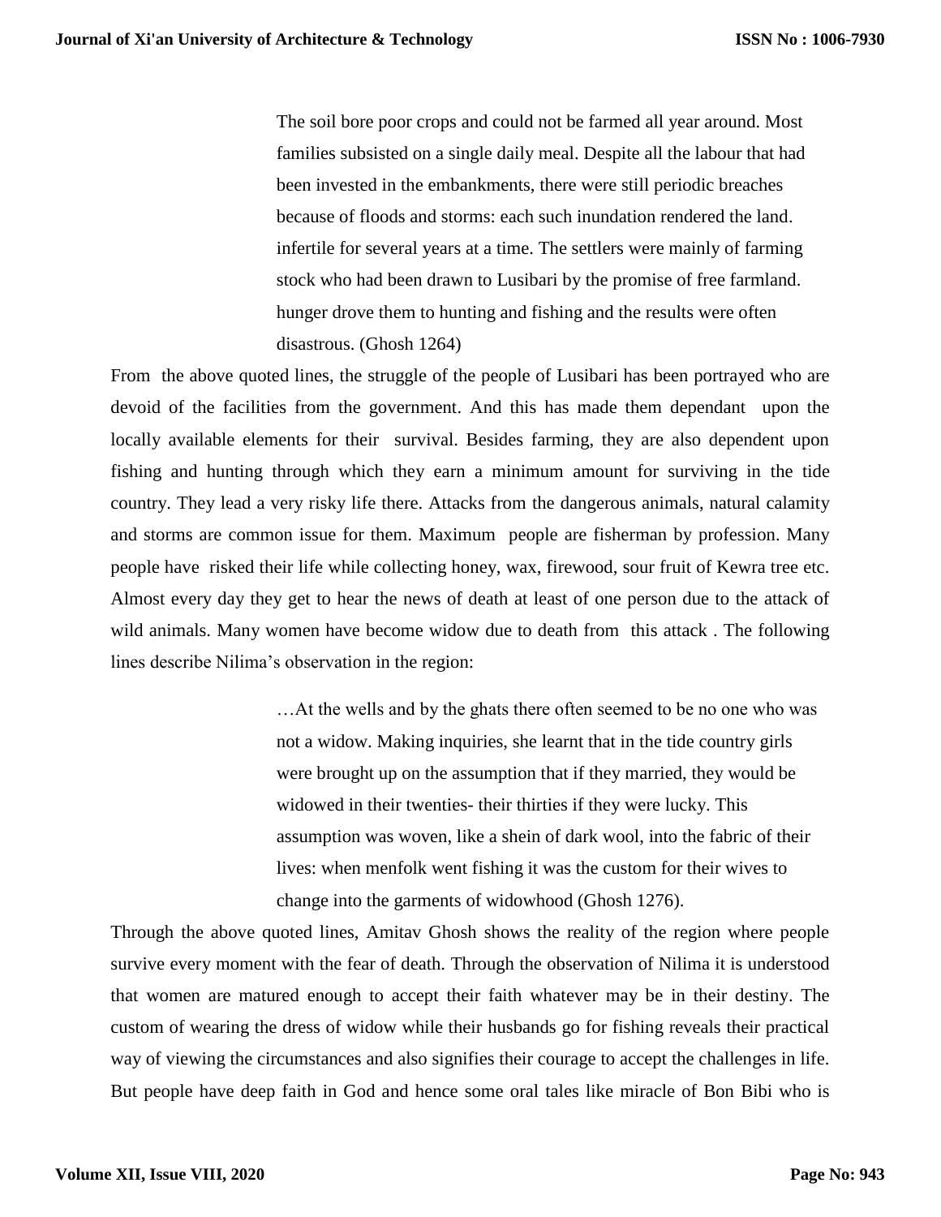> The soil bore poor crops and could not be farmed all year around. Most families subsisted on a single daily meal. Despite all the labour that had been invested in the embankments, there were still periodic breaches because of floods and storms: each such inundation rendered the land. infertile for several years at a time. The settlers were mainly of farming stock who had been drawn to Lusibari by the promise of free farmland. hunger drove them to hunting and fishing and the results were often disastrous. (Ghosh 1264)

From the above quoted lines, the struggle of the people of Lusibari has been portrayed who are devoid of the facilities from the government. And this has made them dependant upon the locally available elements for their survival. Besides farming, they are also dependent upon fishing and hunting through which they earn a minimum amount for surviving in the tide country. They lead a very risky life there. Attacks from the dangerous animals, natural calamity and storms are common issue for them. Maximum people are fisherman by profession. Many people have risked their life while collecting honey, wax, firewood, sour fruit of Kewra tree etc. Almost every day they get to hear the news of death at least of one person due to the attack of wild animals. Many women have become widow due to death from this attack . The following lines describe Nilima's observation in the region:

> …At the wells and by the ghats there often seemed to be no one who was not a widow. Making inquiries, she learnt that in the tide country girls were brought up on the assumption that if they married, they would be widowed in their twenties- their thirties if they were lucky. This assumption was woven, like a shein of dark wool, into the fabric of their lives: when menfolk went fishing it was the custom for their wives to change into the garments of widowhood (Ghosh 1276).

Through the above quoted lines, Amitav Ghosh shows the reality of the region where people survive every moment with the fear of death. Through the observation of Nilima it is understood that women are matured enough to accept their faith whatever may be in their destiny. The custom of wearing the dress of widow while their husbands go for fishing reveals their practical way of viewing the circumstances and also signifies their courage to accept the challenges in life. But people have deep faith in God and hence some oral tales like miracle of Bon Bibi who is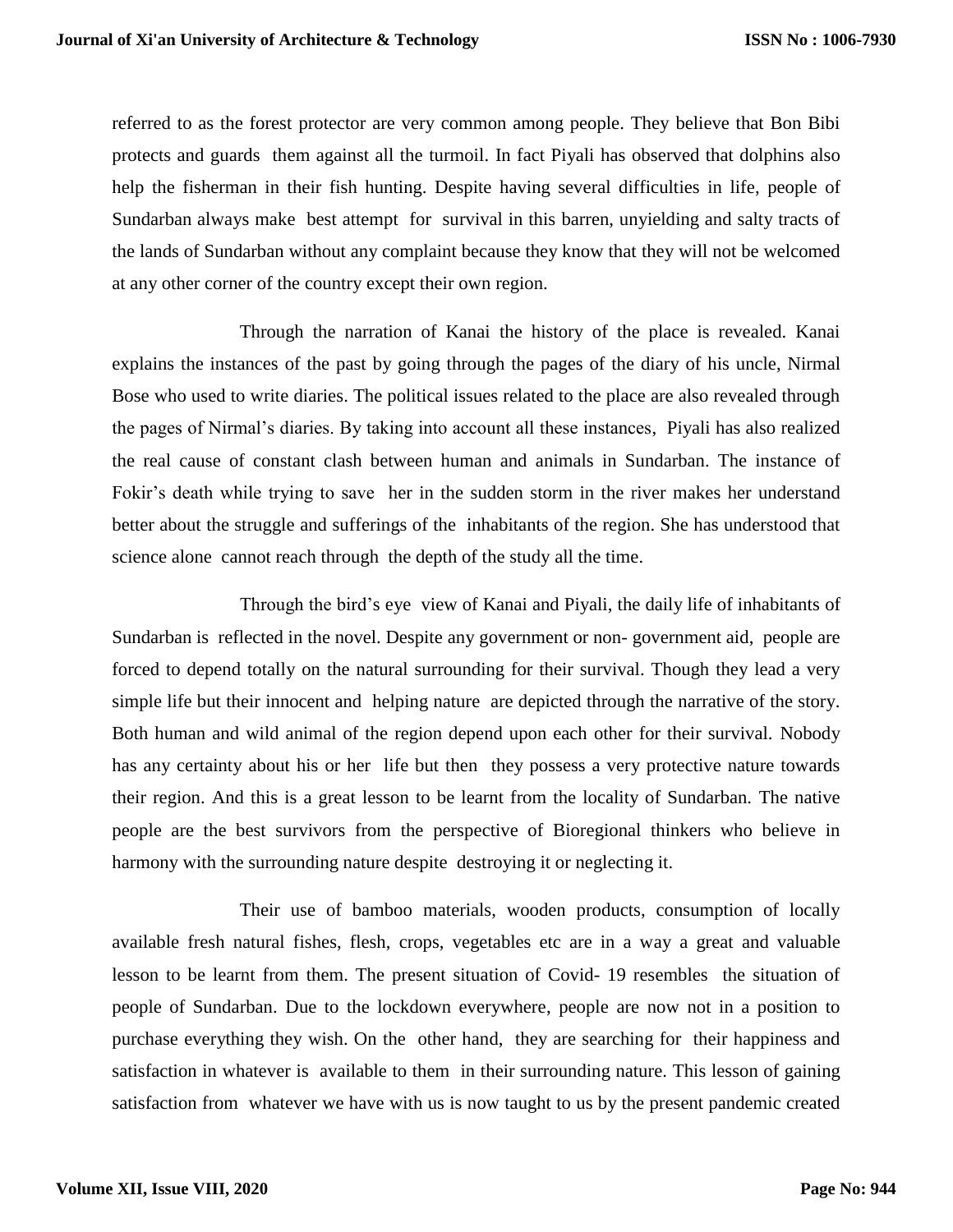referred to as the forest protector are very common among people. They believe that Bon Bibi protects and guards them against all the turmoil. In fact Piyali has observed that dolphins also help the fisherman in their fish hunting. Despite having several difficulties in life, people of Sundarban always make best attempt for survival in this barren, unyielding and salty tracts of the lands of Sundarban without any complaint because they know that they will not be welcomed at any other corner of the country except their own region.

Through the narration of Kanai the history of the place is revealed. Kanai explains the instances of the past by going through the pages of the diary of his uncle, Nirmal Bose who used to write diaries. The political issues related to the place are also revealed through the pages of Nirmal's diaries. By taking into account all these instances, Piyali has also realized the real cause of constant clash between human and animals in Sundarban. The instance of Fokir's death while trying to save her in the sudden storm in the river makes her understand better about the struggle and sufferings of the inhabitants of the region. She has understood that science alone cannot reach through the depth of the study all the time.

Through the bird's eye view of Kanai and Piyali, the daily life of inhabitants of Sundarban is reflected in the novel. Despite any government or non- government aid, people are forced to depend totally on the natural surrounding for their survival. Though they lead a very simple life but their innocent and helping nature are depicted through the narrative of the story. Both human and wild animal of the region depend upon each other for their survival. Nobody has any certainty about his or her life but then they possess a very protective nature towards their region. And this is a great lesson to be learnt from the locality of Sundarban. The native people are the best survivors from the perspective of Bioregional thinkers who believe in harmony with the surrounding nature despite destroying it or neglecting it.

Their use of bamboo materials, wooden products, consumption of locally available fresh natural fishes, flesh, crops, vegetables etc are in a way a great and valuable lesson to be learnt from them. The present situation of Covid- 19 resembles the situation of people of Sundarban. Due to the lockdown everywhere, people are now not in a position to purchase everything they wish. On the other hand, they are searching for their happiness and satisfaction in whatever is available to them in their surrounding nature. This lesson of gaining satisfaction from whatever we have with us is now taught to us by the present pandemic created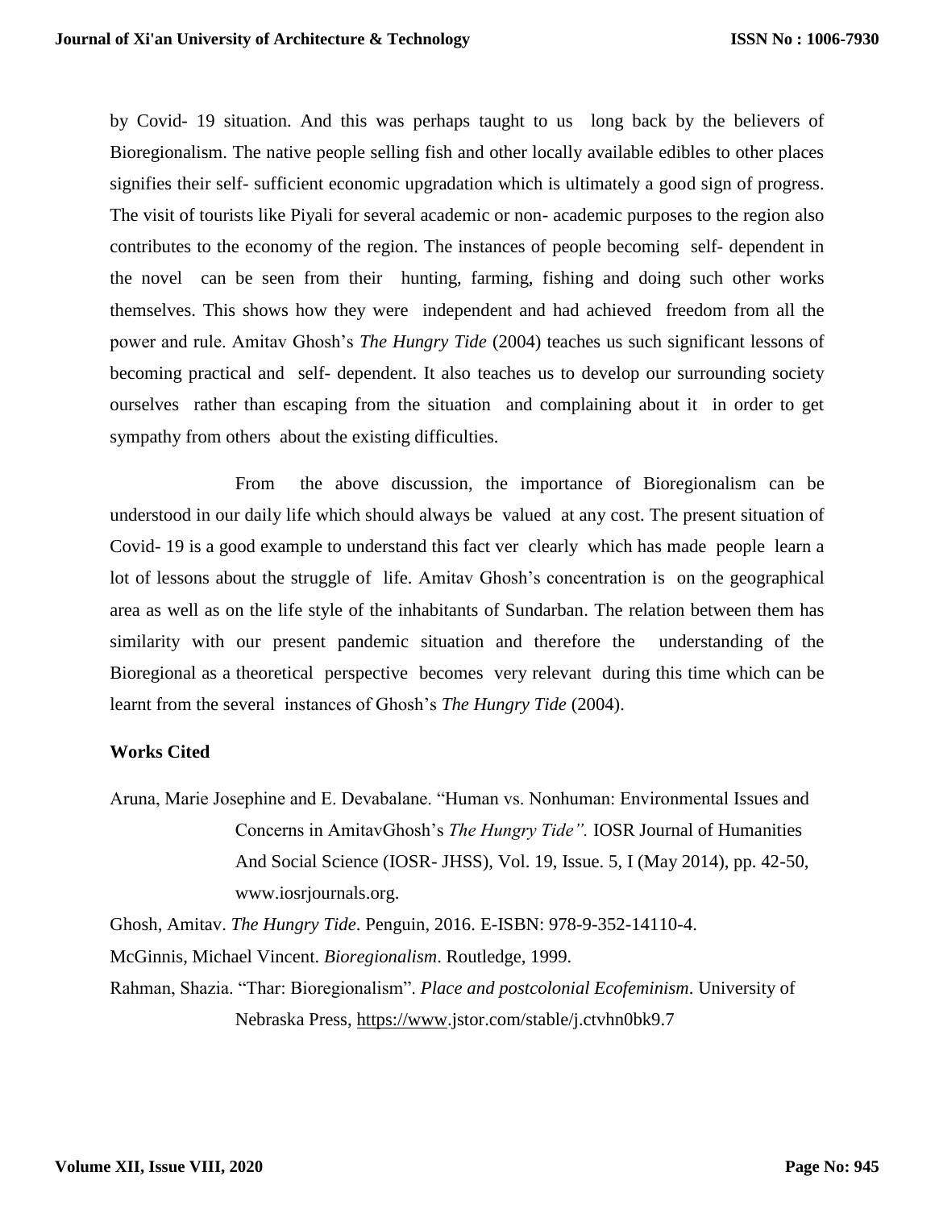by Covid- 19 situation. And this was perhaps taught to us long back by the believers of Bioregionalism. The native people selling fish and other locally available edibles to other places signifies their self- sufficient economic upgradation which is ultimately a good sign of progress. The visit of tourists like Piyali for several academic or non- academic purposes to the region also contributes to the economy of the region. The instances of people becoming self- dependent in the novel can be seen from their hunting, farming, fishing and doing such other works themselves. This shows how they were independent and had achieved freedom from all the power and rule. Amitav Ghosh's *The Hungry Tide* (2004) teaches us such significant lessons of becoming practical and self- dependent. It also teaches us to develop our surrounding society ourselves rather than escaping from the situation and complaining about it in order to get sympathy from others about the existing difficulties.

From the above discussion, the importance of Bioregionalism can be understood in our daily life which should always be valued at any cost. The present situation of Covid- 19 is a good example to understand this fact ver clearly which has made people learn a lot of lessons about the struggle of life. Amitav Ghosh's concentration is on the geographical area as well as on the life style of the inhabitants of Sundarban. The relation between them has similarity with our present pandemic situation and therefore the understanding of the Bioregional as a theoretical perspective becomes very relevant during this time which can be learnt from the several instances of Ghosh's *The Hungry Tide* (2004).

**Works Cited**

Aruna, Marie Josephine and E. Devabalane. "Human vs. Nonhuman: Environmental Issues and Concerns in AmitavGhosh's *The Hungry Tide".* IOSR Journal of Humanities And Social Science (IOSR- JHSS), Vol. 19, Issue. 5, I (May 2014), pp. 42-50, www.iosrjournals.org.

Ghosh, Amitav. *The Hungry Tide*. Penguin, 2016. E-ISBN: 978-9-352-14110-4.

McGinnis, Michael Vincent. *Bioregionalism*. Routledge, 1999.

Rahman, Shazia. "Thar: Bioregionalism". *Place and postcolonial Ecofeminism*. University of Nebraska Press, https://www.jstor.com/stable/j.ctvhn0bk9.7